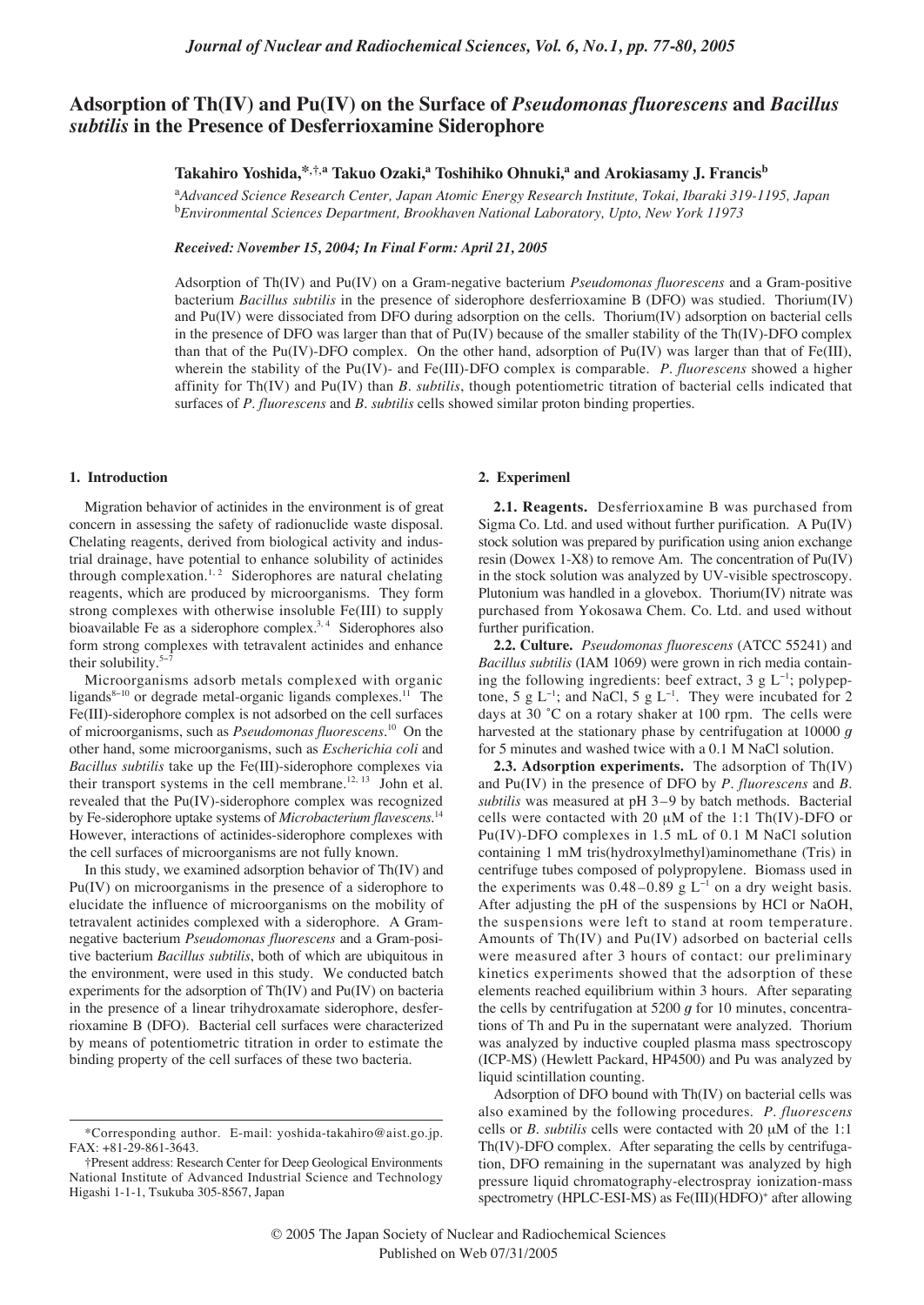# Adsorption of Th(IV) and Pu(IV) on the Surface of *Pseudomonas fluorescens* and *Bacillus subtilis* in the Presence of Desferrioxamine Siderophore

**Takahiro Yoshida,*,†,a Takuo Ozaki,[a] Toshihiko Ohnuki,[a] and Arokiasamy J. Francis[b]**

[a]*Advanced Science Research Center, Japan Atomic Energy Research Institute, Tokai, Ibaraki 319-1195, Japan*
[b]*Environmental Sciences Department, Brookhaven National Laboratory, Upto, New York 11973*

*Received: November 15, 2004; In Final Form: April 21, 2005*

Adsorption of Th(IV) and Pu(IV) on a Gram-negative bacterium *Pseudomonas fluorescens* and a Gram-positive bacterium *Bacillus subtilis* in the presence of siderophore desferrioxamine B (DFO) was studied. Thorium(IV) and Pu(IV) were dissociated from DFO during adsorption on the cells. Thorium(IV) adsorption on bacterial cells in the presence of DFO was larger than that of Pu(IV) because of the smaller stability of the Th(IV)-DFO complex than that of the Pu(IV)-DFO complex. On the other hand, adsorption of Pu(IV) was larger than that of Fe(III), wherein the stability of the Pu(IV)- and Fe(III)-DFO complex is comparable. *P. fluorescens* showed a higher affinity for Th(IV) and Pu(IV) than *B. subtilis*, though potentiometric titration of bacterial cells indicated that surfaces of *P. fluorescens* and *B. subtilis* cells showed similar proton binding properties.

## 1. Introduction

Migration behavior of actinides in the environment is of great concern in assessing the safety of radionuclide waste disposal. Chelating reagents, derived from biological activity and industrial drainage, have potential to enhance solubility of actinides through complexation.[1, 2] Siderophores are natural chelating reagents, which are produced by microorganisms. They form strong complexes with otherwise insoluble Fe(III) to supply bioavailable Fe as a siderophore complex.[3, 4] Siderophores also form strong complexes with tetravalent actinides and enhance their solubility.[5–7]

Microorganisms adsorb metals complexed with organic ligands[8–10] or degrade metal-organic ligands complexes.[11] The Fe(III)-siderophore complex is not adsorbed on the cell surfaces of microorganisms, such as *Pseudomonas fluorescens*.[10] On the other hand, some microorganisms, such as *Escherichia coli* and *Bacillus subtilis* take up the Fe(III)-siderophore complexes via their transport systems in the cell membrane.[12, 13] John et al. revealed that the Pu(IV)-siderophore complex was recognized by Fe-siderophore uptake systems of *Microbacterium flavescens*.[14] However, interactions of actinides-siderophore complexes with the cell surfaces of microorganisms are not fully known.

In this study, we examined adsorption behavior of Th(IV) and Pu(IV) on microorganisms in the presence of a siderophore to elucidate the influence of microorganisms on the mobility of tetravalent actinides complexed with a siderophore. A Gram-negative bacterium *Pseudomonas fluorescens* and a Gram-positive bacterium *Bacillus subtilis*, both of which are ubiquitous in the environment, were used in this study. We conducted batch experiments for the adsorption of Th(IV) and Pu(IV) on bacteria in the presence of a linear trihydroxamate siderophore, desferrioxamine B (DFO). Bacterial cell surfaces were characterized by means of potentiometric titration in order to estimate the binding property of the cell surfaces of these two bacteria.

## 2. Experimenl

**2.1. Reagents.** Desferrioxamine B was purchased from Sigma Co. Ltd. and used without further purification. A Pu(IV) stock solution was prepared by purification using anion exchange resin (Dowex 1-X8) to remove Am. The concentration of Pu(IV) in the stock solution was analyzed by UV-visible spectroscopy. Plutonium was handled in a glovebox. Thorium(IV) nitrate was purchased from Yokosawa Chem. Co. Ltd. and used without further purification.

**2.2. Culture.** *Pseudomonas fluorescens* (ATCC 55241) and *Bacillus subtilis* (IAM 1069) were grown in rich media containing the following ingredients: beef extract, 3 g $L^{-1}$; polypeptone, 5 g $L^{-1}$; and NaCl, 5 g $L^{-1}$. They were incubated for 2 days at 30 ˚C on a rotary shaker at 100 rpm. The cells were harvested at the stationary phase by centrifugation at 10000 *g* for 5 minutes and washed twice with a 0.1 M NaCl solution.

**2.3. Adsorption experiments.** The adsorption of Th(IV) and Pu(IV) in the presence of DFO by *P. fluorescens* and *B. subtilis* was measured at pH 3–9 by batch methods. Bacterial cells were contacted with 20 μM of the 1:1 Th(IV)-DFO or Pu(IV)-DFO complexes in 1.5 mL of 0.1 M NaCl solution containing 1 mM tris(hydroxylmethyl)aminomethane (Tris) in centrifuge tubes composed of polypropylene. Biomass used in the experiments was 0.48–0.89 g $L^{-1}$ on a dry weight basis. After adjusting the pH of the suspensions by HCl or NaOH, the suspensions were left to stand at room temperature. Amounts of Th(IV) and Pu(IV) adsorbed on bacterial cells were measured after 3 hours of contact: our preliminary kinetics experiments showed that the adsorption of these elements reached equilibrium within 3 hours. After separating the cells by centrifugation at 5200 *g* for 10 minutes, concentrations of Th and Pu in the supernatant were analyzed. Thorium was analyzed by inductive coupled plasma mass spectroscopy (ICP-MS) (Hewlett Packard, HP4500) and Pu was analyzed by liquid scintillation counting.

Adsorption of DFO bound with Th(IV) on bacterial cells was also examined by the following procedures. *P. fluorescens* cells or *B. subtilis* cells were contacted with 20 μM of the 1:1 Th(IV)-DFO complex. After separating the cells by centrifugation, DFO remaining in the supernatant was analyzed by high pressure liquid chromatography-electrospray ionization-mass spectrometry (HPLC-ESI-MS) as $Fe(III)(HDFO)^{+}$ after allowing

*Corresponding author. E-mail: yoshida-takahiro@aist.go.jp. FAX: +81-29-861-3643.

†Present address: Research Center for Deep Geological Environments National Institute of Advanced Industrial Science and Technology Higashi 1-1-1, Tsukuba 305-8567, Japan

© 2005 The Japan Society of Nuclear and Radiochemical Sciences
Published on Web 07/31/2005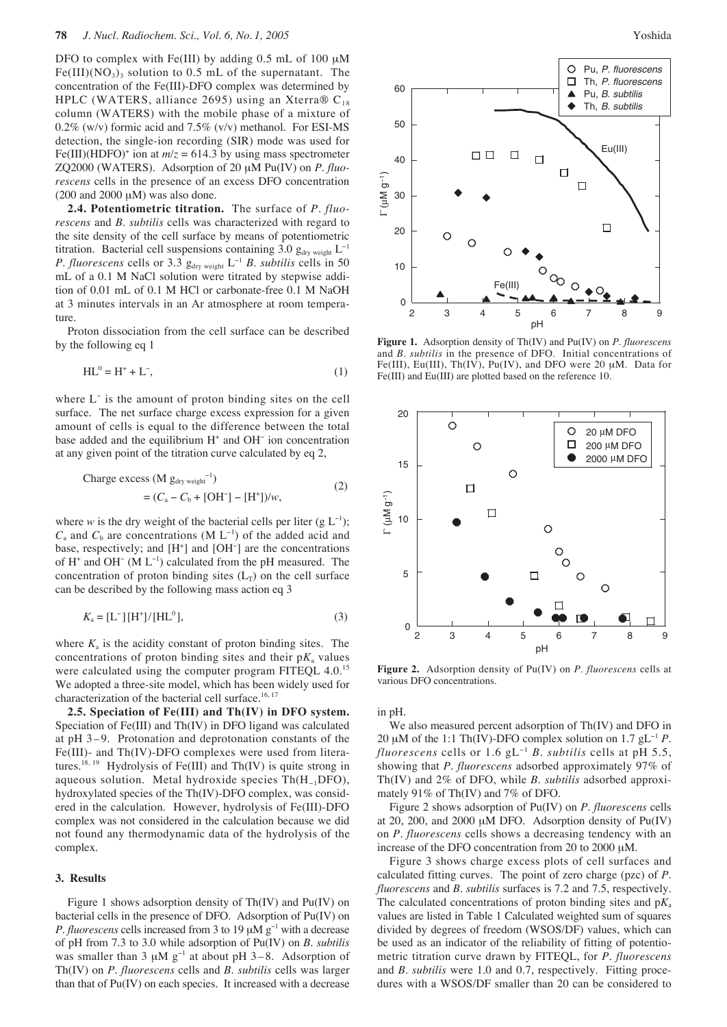DFO to complex with Fe(III) by adding 0.5 mL of 100 μM $Fe(III)(NO_3)_3$ solution to 0.5 mL of the supernatant. The concentration of the Fe(III)-DFO complex was determined by HPLC (WATERS, alliance 2695) using an Xterra® $C_{18}$ column (WATERS) with the mobile phase of a mixture of 0.2% (w/v) formic acid and 7.5% (v/v) methanol. For ESI-MS detection, the single-ion recording (SIR) mode was used for $Fe(III)(HDFO)^+$ ion at $m/z$ = 614.3 by using mass spectrometer ZQ2000 (WATERS). Adsorption of 20 μM Pu(IV) on *P. fluorescens* cells in the presence of an excess DFO concentration (200 and 2000 μM) was also done.

**2.4. Potentiometric titration.** The surface of *P. fluorescens* and *B. subtilis* cells was characterized with regard to the site density of the cell surface by means of potentiometric titration. Bacterial cell suspensions containing 3.0 $g_{dry\ weight}$ $L^{-1}$ *P. fluorescens* cells or 3.3 $g_{dry\ weight}$ $L^{-1}$ *B. subtilis* cells in 50 mL of a 0.1 M NaCl solution were titrated by stepwise addition of 0.01 mL of 0.1 M HCl or carbonate-free 0.1 M NaOH at 3 minutes intervals in an Ar atmosphere at room temperature.

Proton dissociation from the cell surface can be described by the following eq 1

$$HL^0 = H^+ + L^-, \tag{1}$$

where $L^-$ is the amount of proton binding sites on the cell surface. The net surface charge excess expression for a given amount of cells is equal to the difference between the total base added and the equilibrium $H^+$ and $OH^-$ ion concentration at any given point of the titration curve calculated by eq 2,

$$\text{Charge excess (M } g_{dry\ weight}^{-1}) = (C_a - C_b + [OH^-] - [H^+])/w, \tag{2}$$

where $w$ is the dry weight of the bacterial cells per liter (g $L^{-1}$); $C_a$ and $C_b$ are concentrations (M $L^{-1}$) of the added acid and base, respectively; and $[H^+]$ and $[OH^-]$ are the concentrations of $H^+$ and $OH^-$ (M $L^{-1}$) calculated from the pH measured. The concentration of proton binding sites ($L_T$) on the cell surface can be described by the following mass action eq 3

$$K_a = [L^-][H^+]/[HL^0], \tag{3}$$

where $K_a$ is the acidity constant of proton binding sites. The concentrations of proton binding sites and their p$K_a$ values were calculated using the computer program FITEQL 4.0.[15] We adopted a three-site model, which has been widely used for characterization of the bacterial cell surface.[16, 17]

**2.5. Speciation of Fe(III) and Th(IV) in DFO system.** Speciation of Fe(III) and Th(IV) in DFO ligand was calculated at pH 3–9. Protonation and deprotonation constants of the Fe(III)- and Th(IV)-DFO complexes were used from literatures.[18, 19] Hydrolysis of Fe(III) and Th(IV) is quite strong in aqueous solution. Metal hydroxide species $Th(H_{-1}DFO)$, hydroxylated species of the Th(IV)-DFO complex, was considered in the calculation. However, hydrolysis of Fe(III)-DFO complex was not considered in the calculation because we did not found any thermodynamic data of the hydrolysis of the complex.

## 3. Results

Figure 1 shows adsorption density of Th(IV) and Pu(IV) on bacterial cells in the presence of DFO. Adsorption of Pu(IV) on *P. fluorescens* cells increased from 3 to 19 μM $g^{-1}$ with a decrease of pH from 7.3 to 3.0 while adsorption of Pu(IV) on *B. subtilis* was smaller than 3 μM $g^{-1}$ at about pH 3–8. Adsorption of Th(IV) on *P. fluorescens* cells and *B. subtilis* cells was larger than that of Pu(IV) on each species. It increased with a decrease in pH.

**Figure 1.** Adsorption density of Th(IV) and Pu(IV) on *P. fluorescens* and *B. subtilis* in the presence of DFO. Initial concentrations of Fe(III), Eu(III), Th(IV), Pu(IV), and DFO were 20 μM. Data for Fe(III) and Eu(III) are plotted based on the reference 10.

**Figure 2.** Adsorption density of Pu(IV) on *P. fluorescens* cells at various DFO concentrations.

We also measured percent adsorption of Th(IV) and DFO in 20 μM of the 1:1 Th(IV)-DFO complex solution on 1.7 g$L^{-1}$ *P. fluorescens* cells or 1.6 g$L^{-1}$ *B. subtilis* cells at pH 5.5, showing that *P. fluorescens* adsorbed approximately 97% of Th(IV) and 2% of DFO, while *B. subtilis* adsorbed approximately 91% of Th(IV) and 7% of DFO.

Figure 2 shows adsorption of Pu(IV) on *P. fluorescens* cells at 20, 200, and 2000 μM DFO. Adsorption density of Pu(IV) on *P. fluorescens* cells shows a decreasing tendency with an increase of the DFO concentration from 20 to 2000 μM.

Figure 3 shows charge excess plots of cell surfaces and calculated fitting curves. The point of zero charge (pzc) of *P. fluorescens* and *B. subtilis* surfaces is 7.2 and 7.5, respectively. The calculated concentrations of proton binding sites and p$K_a$ values are listed in Table 1 Calculated weighted sum of squares divided by degrees of freedom (WSOS/DF) values, which can be used as an indicator of the reliability of fitting of potentiometric titration curve drawn by FITEQL, for *P. fluorescens* and *B. subtilis* were 1.0 and 0.7, respectively. Fitting procedures with a WSOS/DF smaller than 20 can be considered to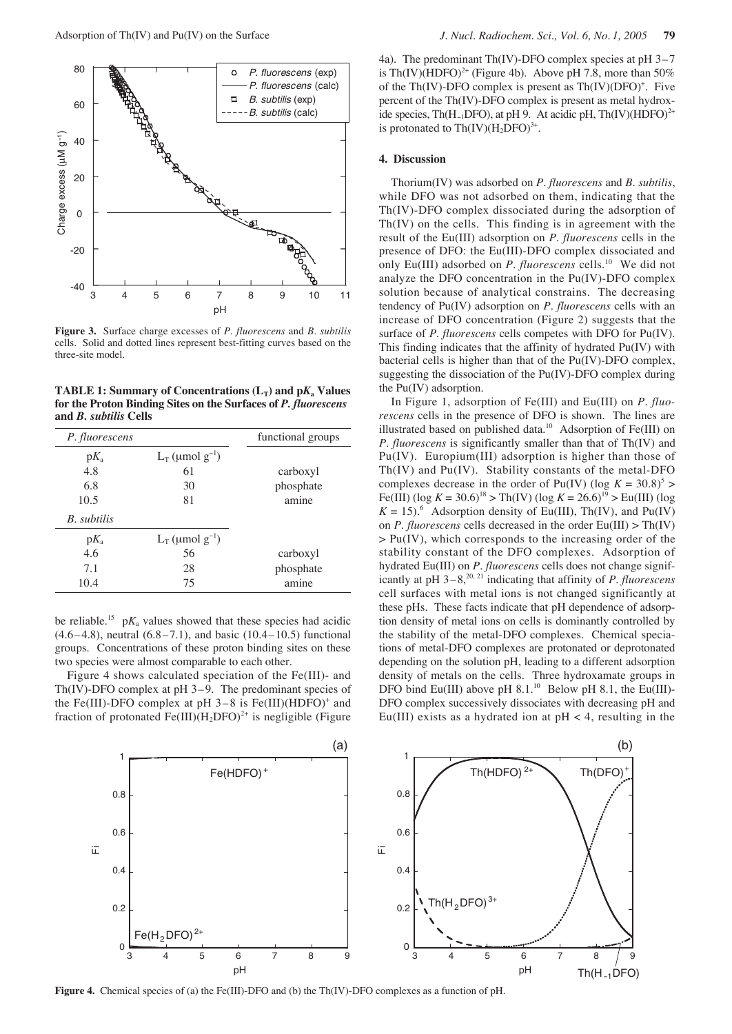**Figure 3.** Surface charge excesses of *P. fluorescens* and *B. subtilis* cells. Solid and dotted lines represent best-fitting curves based on the three-site model.

**TABLE 1: Summary of Concentrations ($L_T$) and $pK_a$ Values for the Proton Binding Sites on the Surfaces of *P. fluorescens* and *B. subtilis* Cells**

| *P. fluorescens* | | functional groups |
|---|---|---|
| $pK_a$ | $L_T$ (μmol g$^{-1}$) | |
| 4.8 | 61 | carboxyl |
| 6.8 | 30 | phosphate |
| 10.5 | 81 | amine |
| *B. subtilis* | | |
| $pK_a$ | $L_T$ (μmol g$^{-1}$) | |
| 4.6 | 56 | carboxyl |
| 7.1 | 28 | phosphate |
| 10.4 | 75 | amine |

be reliable.[15] $pK_a$ values showed that these species had acidic (4.6–4.8), neutral (6.8–7.1), and basic (10.4–10.5) functional groups. Concentrations of these proton binding sites on these two species were almost comparable to each other.

Figure 4 shows calculated speciation of the Fe(III)- and Th(IV)-DFO complex at pH 3–9. The predominant species of the Fe(III)-DFO complex at pH 3–8 is $Fe(III)(HDFO)^+$ and fraction of protonated $Fe(III)(H_2DFO)^{2+}$ is negligible (Figure 4a). The predominant Th(IV)-DFO complex species at pH 3–7 is $Th(IV)(HDFO)^{2+}$ (Figure 4b). Above pH 7.8, more than 50% of the Th(IV)-DFO complex is present as $Th(IV)(DFO)^+$. Five percent of the Th(IV)-DFO complex is present as metal hydroxide species, $Th(H_{-1}DFO)$, at pH 9. At acidic pH, $Th(IV)(HDFO)^{2+}$ is protonated to $Th(IV)(H_2DFO)^{3+}$.

## 4. Discussion

Thorium(IV) was adsorbed on *P. fluorescens* and *B. subtilis*, while DFO was not adsorbed on them, indicating that the Th(IV)-DFO complex dissociated during the adsorption of Th(IV) on the cells. This finding is in agreement with the result of the Eu(III) adsorption on *P. fluorescens* cells in the presence of DFO: the Eu(III)-DFO complex dissociated and only Eu(III) adsorbed on *P. fluorescens* cells.[10] We did not analyze the DFO concentration in the Pu(IV)-DFO complex solution because of analytical constrains. The decreasing tendency of Pu(IV) adsorption on *P. fluorescens* cells with an increase of DFO concentration (Figure 2) suggests that the surface of *P. fluorescens* cells competes with DFO for Pu(IV). This finding indicates that the affinity of hydrated Pu(IV) with bacterial cells is higher than that of the Pu(IV)-DFO complex, suggesting the dissociation of the Pu(IV)-DFO complex during the Pu(IV) adsorption.

In Figure 1, adsorption of Fe(III) and Eu(III) on *P. fluorescens* cells in the presence of DFO is shown. The lines are illustrated based on published data.[10] Adsorption of Fe(III) on *P. fluorescens* is significantly smaller than that of Th(IV) and Pu(IV). Europium(III) adsorption is higher than those of Th(IV) and Pu(IV). Stability constants of the metal-DFO complexes decrease in the order of Pu(IV) ($\log K = 30.8$)[5] > Fe(III) ($\log K = 30.6$)[18] > Th(IV) ($\log K = 26.6$)[19] > Eu(III) ($\log K = 15$).[6] Adsorption density of Eu(III), Th(IV), and Pu(IV) on *P. fluorescens* cells decreased in the order Eu(III) > Th(IV) > Pu(IV), which corresponds to the increasing order of the stability constant of the DFO complexes. Adsorption of hydrated Eu(III) on *P. fluorescens* cells does not change significantly at pH 3–8,[20, 21] indicating that affinity of *P. fluorescens* cell surfaces with metal ions is not changed significantly at these pHs. These facts indicate that pH dependence of adsorption density of metal ions on cells is dominantly controlled by the stability of the metal-DFO complexes. Chemical speciations of metal-DFO complexes are protonated or deprotonated depending on the solution pH, leading to a different adsorption density of metals on the cells. Three hydroxamate groups in DFO bind Eu(III) above pH 8.1.[10] Below pH 8.1, the Eu(III)-DFO complex successively dissociates with decreasing pH and Eu(III) exists as a hydrated ion at pH < 4, resulting in the

**Figure 4.** Chemical species of (a) the Fe(III)-DFO and (b) the Th(IV)-DFO complexes as a function of pH.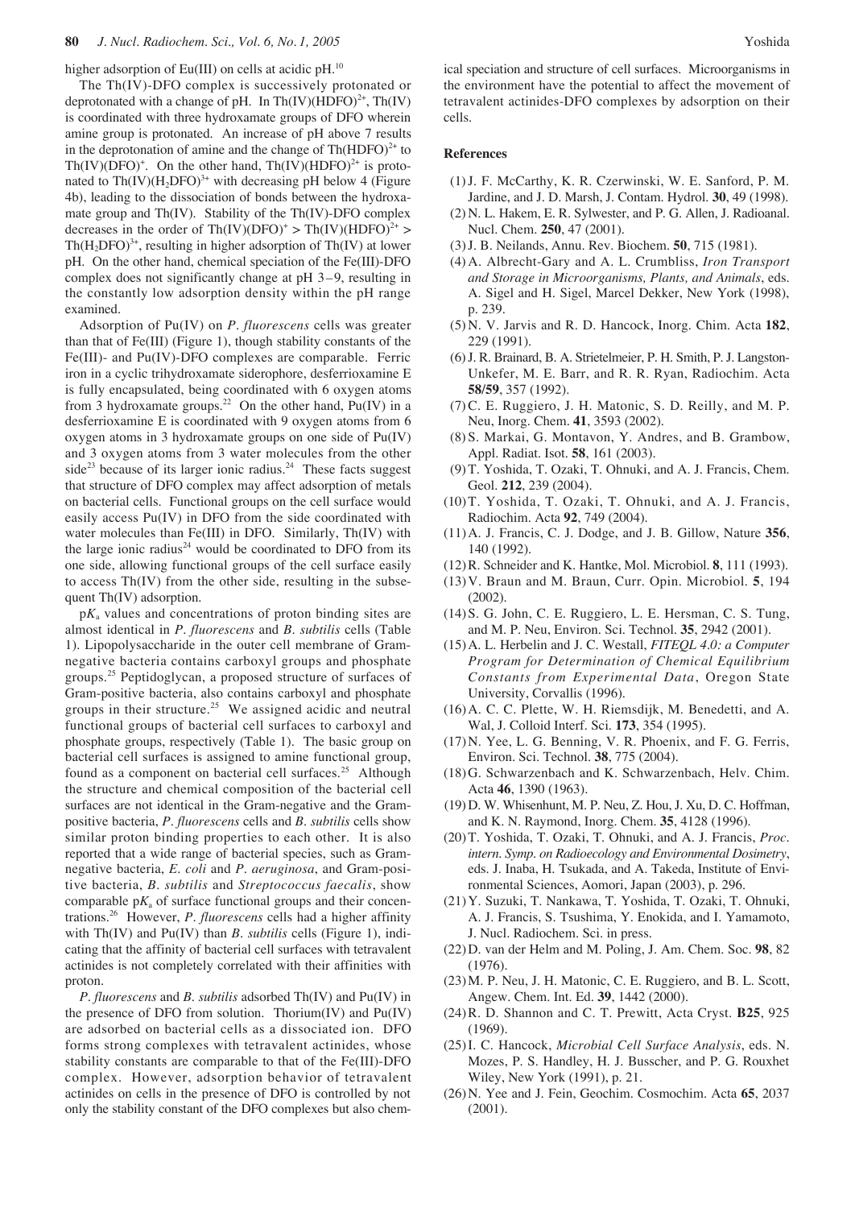higher adsorption of Eu(III) on cells at acidic pH.[10]

The Th(IV)-DFO complex is successively protonated or deprotonated with a change of pH. In $Th(IV)(HDFO)^{2+}$, Th(IV) is coordinated with three hydroxamate groups of DFO wherein amine group is protonated. An increase of pH above 7 results in the deprotonation of amine and the change of $Th(HDFO)^{2+}$ to $Th(IV)(DFO)^{+}$. On the other hand, $Th(IV)(HDFO)^{2+}$ is protonated to $Th(IV)(H_2DFO)^{3+}$ with decreasing pH below 4 (Figure 4b), leading to the dissociation of bonds between the hydroxamate group and Th(IV). Stability of the Th(IV)-DFO complex decreases in the order of $Th(IV)(DFO)^{+} > Th(IV)(HDFO)^{2+} > Th(H_2DFO)^{3+}$, resulting in higher adsorption of Th(IV) at lower pH. On the other hand, chemical speciation of the Fe(III)-DFO complex does not significantly change at pH 3–9, resulting in the constantly low adsorption density within the pH range examined.

Adsorption of Pu(IV) on *P. fluorescens* cells was greater than that of Fe(III) (Figure 1), though stability constants of the Fe(III)- and Pu(IV)-DFO complexes are comparable. Ferric iron in a cyclic trihydroxamate siderophore, desferrioxamine E is fully encapsulated, being coordinated with 6 oxygen atoms from 3 hydroxamate groups.[22] On the other hand, Pu(IV) in a desferrioxamine E is coordinated with 9 oxygen atoms from 6 oxygen atoms in 3 hydroxamate groups on one side of Pu(IV) and 3 oxygen atoms from 3 water molecules from the other side[23] because of its larger ionic radius.[24] These facts suggest that structure of DFO complex may affect adsorption of metals on bacterial cells. Functional groups on the cell surface would easily access Pu(IV) in DFO from the side coordinated with water molecules than Fe(III) in DFO. Similarly, Th(IV) with the large ionic radius[24] would be coordinated to DFO from its one side, allowing functional groups of the cell surface easily to access Th(IV) from the other side, resulting in the subsequent Th(IV) adsorption.

$pK_a$ values and concentrations of proton binding sites are almost identical in *P. fluorescens* and *B. subtilis* cells (Table 1). Lipopolysaccharide in the outer cell membrane of Gram-negative bacteria contains carboxyl groups and phosphate groups.[25] Peptidoglycan, a proposed structure of surfaces of Gram-positive bacteria, also contains carboxyl and phosphate groups in their structure.[25] We assigned acidic and neutral functional groups of bacterial cell surfaces to carboxyl and phosphate groups, respectively (Table 1). The basic group on bacterial cell surfaces is assigned to amine functional group, found as a component on bacterial cell surfaces.[25] Although the structure and chemical composition of the bacterial cell surfaces are not identical in the Gram-negative and the Gram-positive bacteria, *P. fluorescens* cells and *B. subtilis* cells show similar proton binding properties to each other. It is also reported that a wide range of bacterial species, such as Gram-negative bacteria, *E. coli* and *P. aeruginosa*, and Gram-positive bacteria, *B. subtilis* and *Streptococcus faecalis*, show comparable $pK_a$ of surface functional groups and their concentrations.[26] However, *P. fluorescens* cells had a higher affinity with Th(IV) and Pu(IV) than *B. subtilis* cells (Figure 1), indicating that the affinity of bacterial cell surfaces with tetravalent actinides is not completely correlated with their affinities with proton.

*P. fluorescens* and *B. subtilis* adsorbed Th(IV) and Pu(IV) in the presence of DFO from solution. Thorium(IV) and Pu(IV) are adsorbed on bacterial cells as a dissociated ion. DFO forms strong complexes with tetravalent actinides, whose stability constants are comparable to that of the Fe(III)-DFO complex. However, adsorption behavior of tetravalent actinides on cells in the presence of DFO is controlled by not only the stability constant of the DFO complexes but also chemical speciation and structure of cell surfaces. Microorganisms in the environment have the potential to affect the movement of tetravalent actinides-DFO complexes by adsorption on their cells.

## References

(1) J. F. McCarthy, K. R. Czerwinski, W. E. Sanford, P. M. Jardine, and J. D. Marsh, J. Contam. Hydrol. **30**, 49 (1998).

(2) N. L. Hakem, E. R. Sylwester, and P. G. Allen, J. Radioanal. Nucl. Chem. **250**, 47 (2001).

(3) J. B. Neilands, Annu. Rev. Biochem. **50**, 715 (1981).

(4) A. Albrecht-Gary and A. L. Crumbliss, *Iron Transport and Storage in Microorganisms, Plants, and Animals*, eds. A. Sigel and H. Sigel, Marcel Dekker, New York (1998), p. 239.

(5) N. V. Jarvis and R. D. Hancock, Inorg. Chim. Acta **182**, 229 (1991).

(6) J. R. Brainard, B. A. Strietelmeier, P. H. Smith, P. J. Langston-Unkefer, M. E. Barr, and R. R. Ryan, Radiochim. Acta **58/59**, 357 (1992).

(7) C. E. Ruggiero, J. H. Matonic, S. D. Reilly, and M. P. Neu, Inorg. Chem. **41**, 3593 (2002).

(8) S. Markai, G. Montavon, Y. Andres, and B. Grambow, Appl. Radiat. Isot. **58**, 161 (2003).

(9) T. Yoshida, T. Ozaki, T. Ohnuki, and A. J. Francis, Chem. Geol. **212**, 239 (2004).

(10) T. Yoshida, T. Ozaki, T. Ohnuki, and A. J. Francis, Radiochim. Acta **92**, 749 (2004).

(11) A. J. Francis, C. J. Dodge, and J. B. Gillow, Nature **356**, 140 (1992).

(12) R. Schneider and K. Hantke, Mol. Microbiol. **8**, 111 (1993).

(13) V. Braun and M. Braun, Curr. Opin. Microbiol. **5**, 194 (2002).

(14) S. G. John, C. E. Ruggiero, L. E. Hersman, C. S. Tung, and M. P. Neu, Environ. Sci. Technol. **35**, 2942 (2001).

(15) A. L. Herbelin and J. C. Westall, *FITEQL 4.0: a Computer Program for Determination of Chemical Equilibrium Constants from Experimental Data*, Oregon State University, Corvallis (1996).

(16) A. C. C. Plette, W. H. Riemsdijk, M. Benedetti, and A. Wal, J. Colloid Interf. Sci. **173**, 354 (1995).

(17) N. Yee, L. G. Benning, V. R. Phoenix, and F. G. Ferris, Environ. Sci. Technol. **38**, 775 (2004).

(18) G. Schwarzenbach and K. Schwarzenbach, Helv. Chim. Acta **46**, 1390 (1963).

(19) D. W. Whisenhunt, M. P. Neu, Z. Hou, J. Xu, D. C. Hoffman, and K. N. Raymond, Inorg. Chem. **35**, 4128 (1996).

(20) T. Yoshida, T. Ozaki, T. Ohnuki, and A. J. Francis, *Proc. intern. Symp. on Radioecology and Environmental Dosimetry*, eds. J. Inaba, H. Tsukada, and A. Takeda, Institute of Environmental Sciences, Aomori, Japan (2003), p. 296.

(21) Y. Suzuki, T. Nankawa, T. Yoshida, T. Ozaki, T. Ohnuki, A. J. Francis, S. Tsushima, Y. Enokida, and I. Yamamoto, J. Nucl. Radiochem. Sci. in press.

(22) D. van der Helm and M. Poling, J. Am. Chem. Soc. **98**, 82 (1976).

(23) M. P. Neu, J. H. Matonic, C. E. Ruggiero, and B. L. Scott, Angew. Chem. Int. Ed. **39**, 1442 (2000).

(24) R. D. Shannon and C. T. Prewitt, Acta Cryst. **B25**, 925 (1969).

(25) I. C. Hancock, *Microbial Cell Surface Analysis*, eds. N. Mozes, P. S. Handley, H. J. Busscher, and P. G. Rouxhet Wiley, New York (1991), p. 21.

(26) N. Yee and J. Fein, Geochim. Cosmochim. Acta **65**, 2037 (2001).